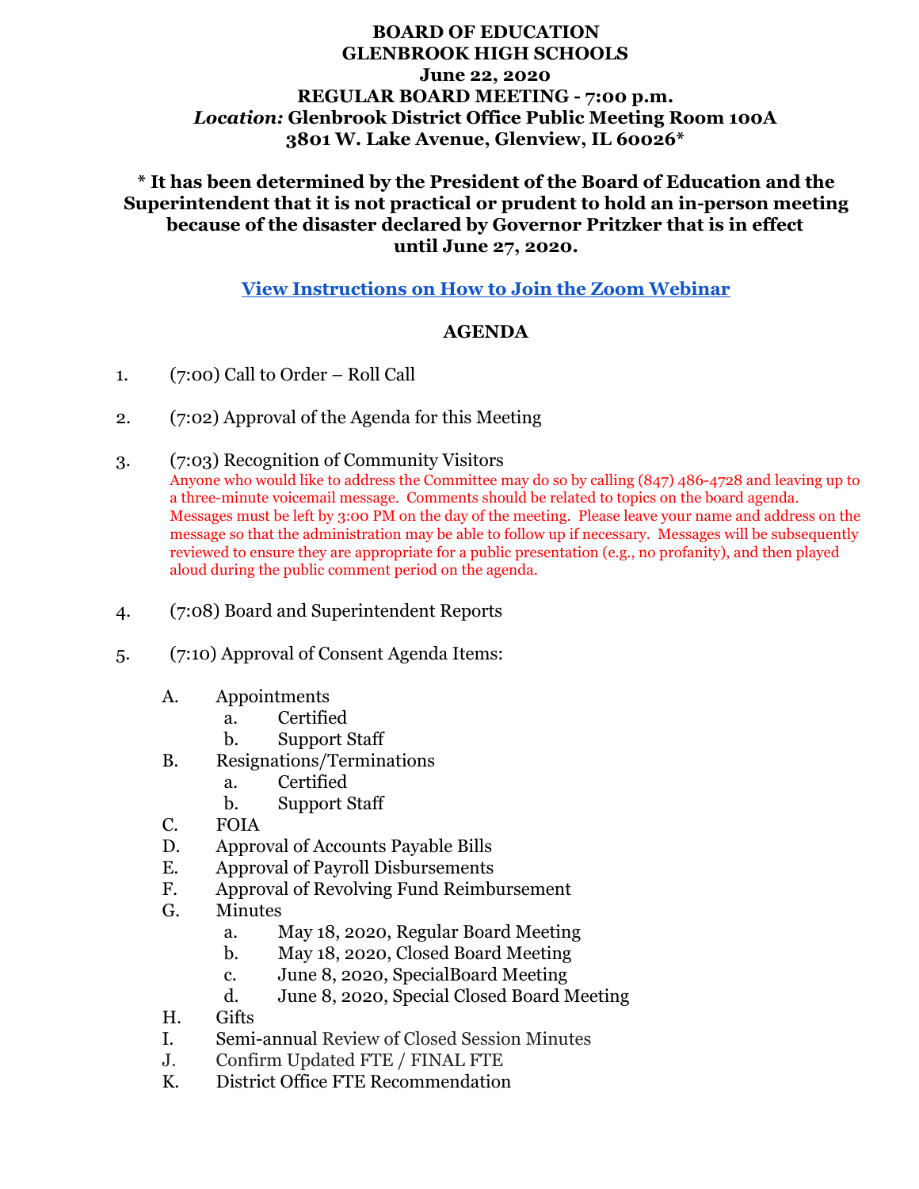**BOARD OF EDUCATION**
**GLENBROOK HIGH SCHOOLS**
**June 22, 2020**
**REGULAR BOARD MEETING - 7:00 p.m.**
***Location:* Glenbrook District Office Public Meeting Room 100A**
**3801 W. Lake Avenue, Glenview, IL 60026***

**\* It has been determined by the President of the Board of Education and the Superintendent that it is not practical or prudent to hold an in-person meeting because of the disaster declared by Governor Pritzker that is in effect until June 27, 2020.**

**View Instructions on How to Join the Zoom Webinar**

## AGENDA

1. (7:00) Call to Order – Roll Call

2. (7:02) Approval of the Agenda for this Meeting

3. (7:03) Recognition of Community Visitors
   Anyone who would like to address the Committee may do so by calling (847) 486-4728 and leaving up to a three-minute voicemail message. Comments should be related to topics on the board agenda. Messages must be left by 3:00 PM on the day of the meeting. Please leave your name and address on the message so that the administration may be able to follow up if necessary. Messages will be subsequently reviewed to ensure they are appropriate for a public presentation (e.g., no profanity), and then played aloud during the public comment period on the agenda.

4. (7:08) Board and Superintendent Reports

5. (7:10) Approval of Consent Agenda Items:

   A. Appointments
      a. Certified
      b. Support Staff
   B. Resignations/Terminations
      a. Certified
      b. Support Staff
   C. FOIA
   D. Approval of Accounts Payable Bills
   E. Approval of Payroll Disbursements
   F. Approval of Revolving Fund Reimbursement
   G. Minutes
      a. May 18, 2020, Regular Board Meeting
      b. May 18, 2020, Closed Board Meeting
      c. June 8, 2020, SpecialBoard Meeting
      d. June 8, 2020, Special Closed Board Meeting
   H. Gifts
   I. Semi-annual Review of Closed Session Minutes
   J. Confirm Updated FTE / FINAL FTE
   K. District Office FTE Recommendation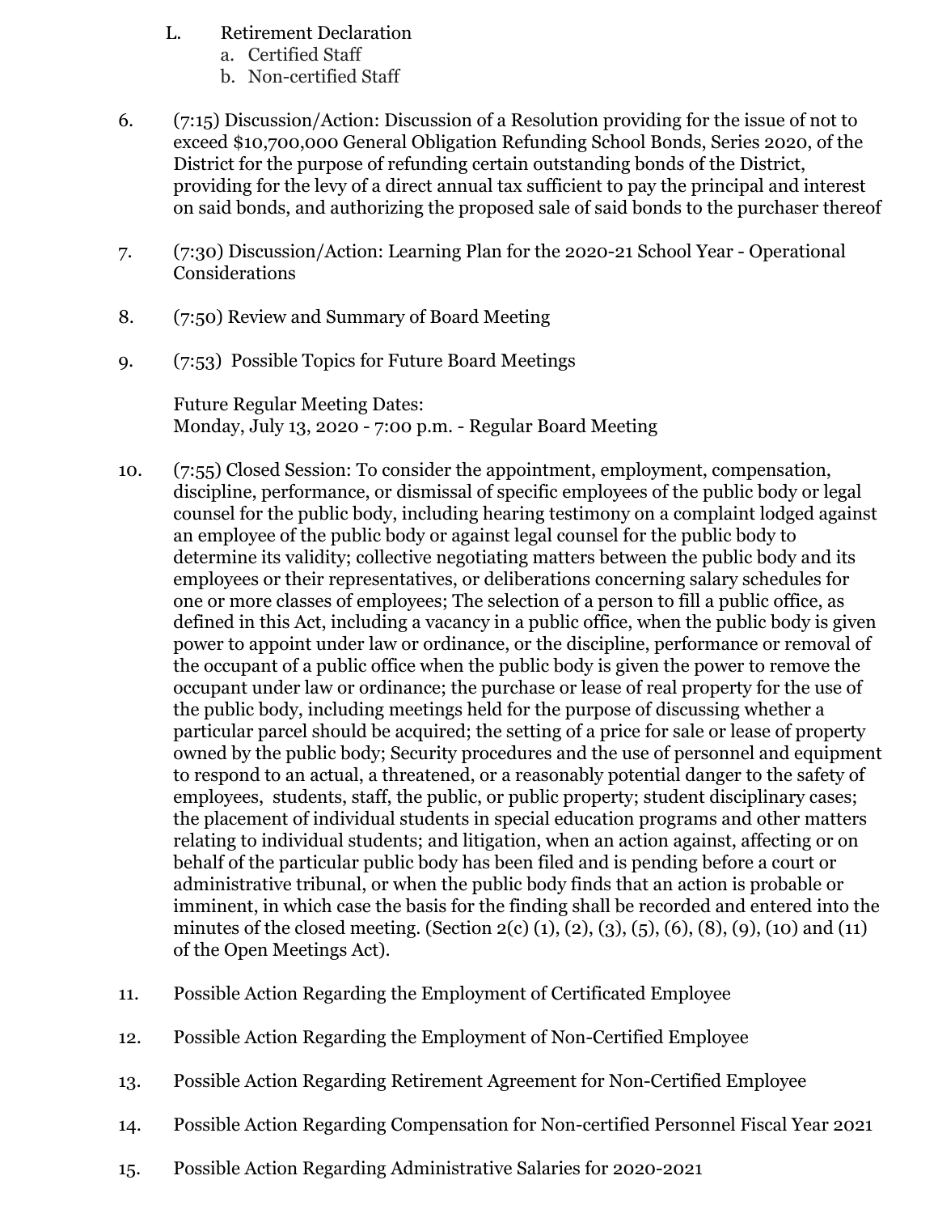L. Retirement Declaration
   a. Certified Staff
   b. Non-certified Staff

6. (7:15) Discussion/Action: Discussion of a Resolution providing for the issue of not to exceed $10,700,000 General Obligation Refunding School Bonds, Series 2020, of the District for the purpose of refunding certain outstanding bonds of the District, providing for the levy of a direct annual tax sufficient to pay the principal and interest on said bonds, and authorizing the proposed sale of said bonds to the purchaser thereof

7. (7:30) Discussion/Action: Learning Plan for the 2020-21 School Year - Operational Considerations

8. (7:50) Review and Summary of Board Meeting

9. (7:53) Possible Topics for Future Board Meetings

   Future Regular Meeting Dates:
   Monday, July 13, 2020 - 7:00 p.m. - Regular Board Meeting

10. (7:55) Closed Session: To consider the appointment, employment, compensation, discipline, performance, or dismissal of specific employees of the public body or legal counsel for the public body, including hearing testimony on a complaint lodged against an employee of the public body or against legal counsel for the public body to determine its validity; collective negotiating matters between the public body and its employees or their representatives, or deliberations concerning salary schedules for one or more classes of employees; The selection of a person to fill a public office, as defined in this Act, including a vacancy in a public office, when the public body is given power to appoint under law or ordinance, or the discipline, performance or removal of the occupant of a public office when the public body is given the power to remove the occupant under law or ordinance; the purchase or lease of real property for the use of the public body, including meetings held for the purpose of discussing whether a particular parcel should be acquired; the setting of a price for sale or lease of property owned by the public body; Security procedures and the use of personnel and equipment to respond to an actual, a threatened, or a reasonably potential danger to the safety of employees, students, staff, the public, or public property; student disciplinary cases; the placement of individual students in special education programs and other matters relating to individual students; and litigation, when an action against, affecting or on behalf of the particular public body has been filed and is pending before a court or administrative tribunal, or when the public body finds that an action is probable or imminent, in which case the basis for the finding shall be recorded and entered into the minutes of the closed meeting. (Section 2(c) (1), (2), (3), (5), (6), (8), (9), (10) and (11) of the Open Meetings Act).

11. Possible Action Regarding the Employment of Certificated Employee

12. Possible Action Regarding the Employment of Non-Certified Employee

13. Possible Action Regarding Retirement Agreement for Non-Certified Employee

14. Possible Action Regarding Compensation for Non-certified Personnel Fiscal Year 2021

15. Possible Action Regarding Administrative Salaries for 2020-2021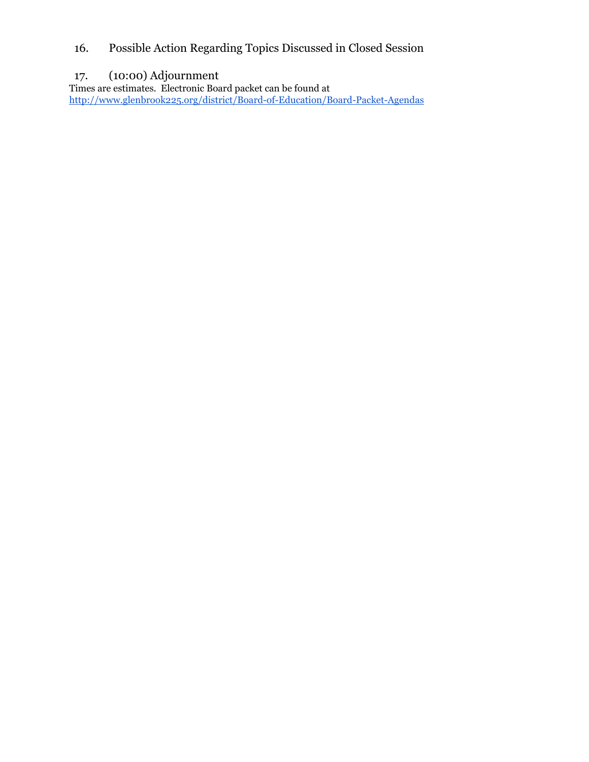16. Possible Action Regarding Topics Discussed in Closed Session

17. (10:00) Adjournment

Times are estimates. Electronic Board packet can be found at
http://www.glenbrook225.org/district/Board-of-Education/Board-Packet-Agendas